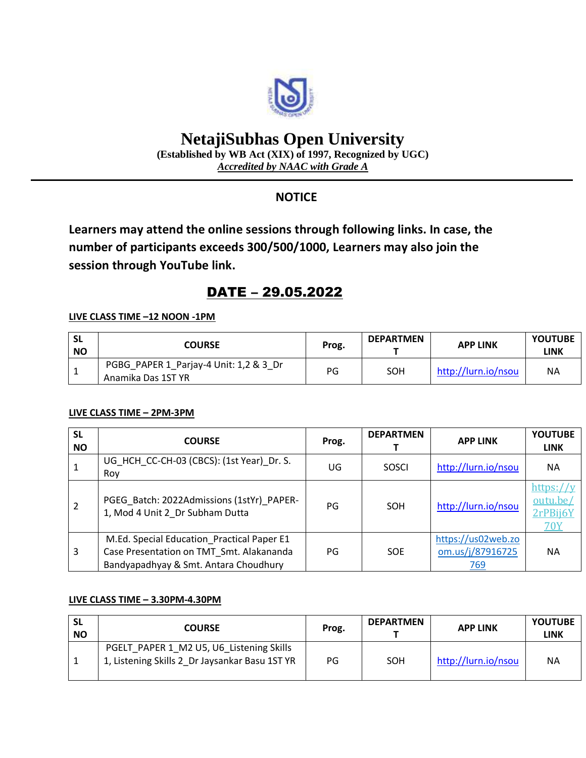# NetajiSubhas Open University

**(Established by WB Act (XIX) of 1997, Recognized by UGC)**

***Accredited by NAAC with Grade A***

## NOTICE

**Learners may attend the online sessions through following links. In case, the number of participants exceeds 300/500/1000, Learners may also join the session through YouTube link.**

## DATE – 29.05.2022

**LIVE CLASS TIME –12 NOON -1PM**

| SL NO | COURSE | Prog. | DEPARTMENT | APP LINK | YOUTUBE LINK |
|---|---|---|---|---|---|
| 1 | PGBG_PAPER 1_Parjay-4 Unit: 1,2 & 3_Dr Anamika Das 1ST YR | PG | SOH | http://lurn.io/nsou | NA |

**LIVE CLASS TIME – 2PM-3PM**

| SL NO | COURSE | Prog. | DEPARTMENT | APP LINK | YOUTUBE LINK |
|---|---|---|---|---|---|
| 1 | UG_HCH_CC-CH-03 (CBCS): (1st Year)_Dr. S. Roy | UG | SOSCI | http://lurn.io/nsou | NA |
| 2 | PGEG_Batch: 2022Admissions (1stYr)_PAPER-1, Mod 4 Unit 2_Dr Subham Dutta | PG | SOH | http://lurn.io/nsou | https://youtu.be/2rPBij6Y70Y |
| 3 | M.Ed. Special Education_Practical Paper E1 Case Presentation on TMT_Smt. Alakananda Bandyapadhyay & Smt. Antara Choudhury | PG | SOE | https://us02web.zoom.us/j/87916725769 | NA |

**LIVE CLASS TIME – 3.30PM-4.30PM**

| SL NO | COURSE | Prog. | DEPARTMENT | APP LINK | YOUTUBE LINK |
|---|---|---|---|---|---|
| 1 | PGELT_PAPER 1_M2 U5, U6_Listening Skills 1, Listening Skills 2_Dr Jaysankar Basu 1ST YR | PG | SOH | http://lurn.io/nsou | NA |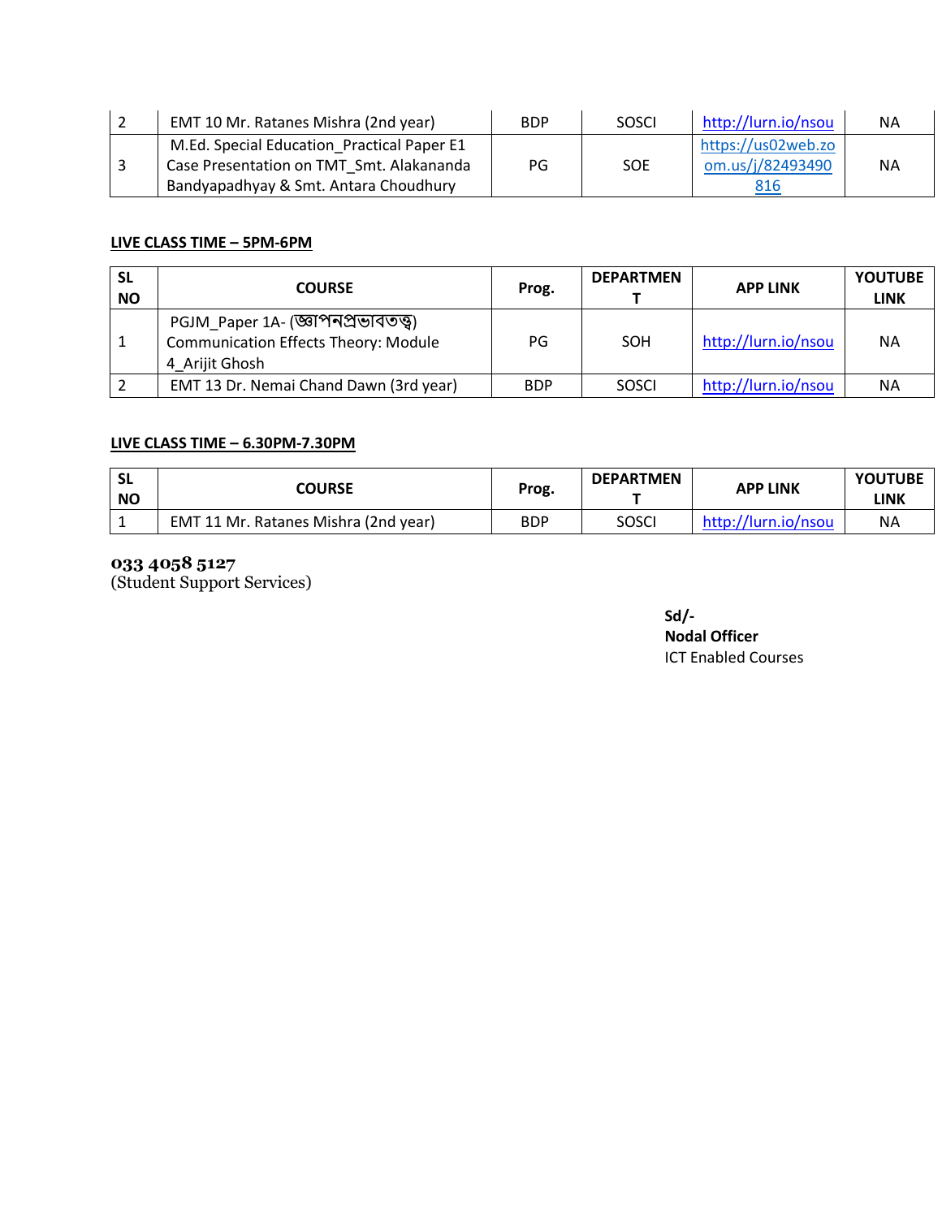| | | | | | |
|---|---|---|---|---|---|
| 2 | EMT 10 Mr. Ratanes Mishra (2nd year) | BDP | SOSCI | http://lurn.io/nsou | NA |
| 3 | M.Ed. Special Education_Practical Paper E1 Case Presentation on TMT_Smt. Alakananda Bandyapadhyay & Smt. Antara Choudhury | PG | SOE | https://us02web.zoom.us/j/82493490816 | NA |

**LIVE CLASS TIME – 5PM-6PM**

| SL NO | COURSE | Prog. | DEPARTMENT | APP LINK | YOUTUBE LINK |
|---|---|---|---|---|---|
| 1 | PGJM_Paper 1A- (জ্ঞাপনপ্রভাবতত্ত্ব) Communication Effects Theory: Module 4_Arijit Ghosh | PG | SOH | http://lurn.io/nsou | NA |
| 2 | EMT 13 Dr. Nemai Chand Dawn (3rd year) | BDP | SOSCI | http://lurn.io/nsou | NA |

**LIVE CLASS TIME – 6.30PM-7.30PM**

| SL NO | COURSE | Prog. | DEPARTMENT | APP LINK | YOUTUBE LINK |
|---|---|---|---|---|---|
| 1 | EMT 11 Mr. Ratanes Mishra (2nd year) | BDP | SOSCI | http://lurn.io/nsou | NA |

**033 4058 5127**
(Student Support Services)

Sd/-
**Nodal Officer**
ICT Enabled Courses